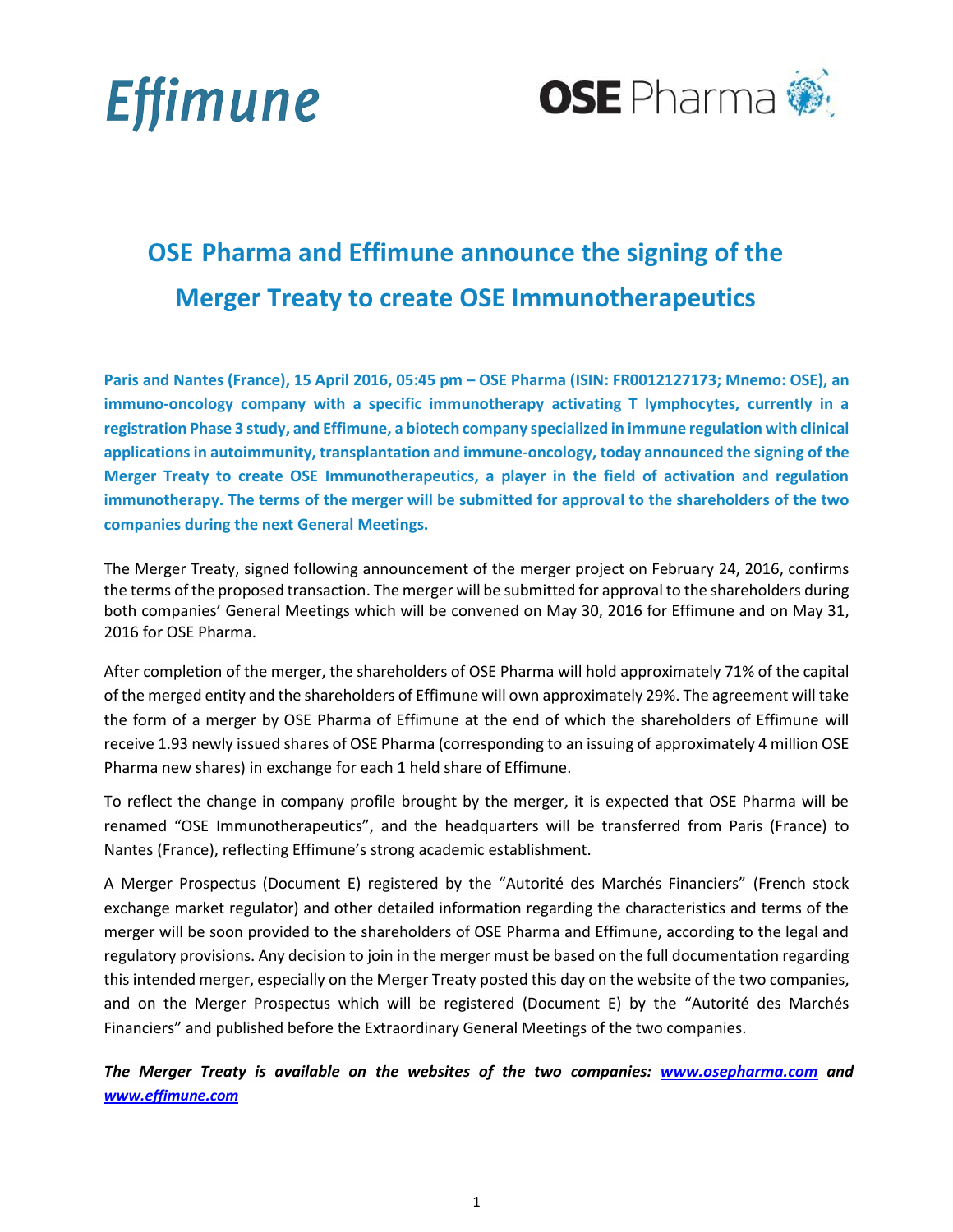Effimune

OSE Pharma

# OSE Pharma and Effimune announce the signing of the Merger Treaty to create OSE Immunotherapeutics

**Paris and Nantes (France), 15 April 2016, 05:45 pm – OSE Pharma (ISIN: FR0012127173; Mnemo: OSE), an immuno-oncology company with a specific immunotherapy activating T lymphocytes, currently in a registration Phase 3 study, and Effimune, a biotech company specialized in immune regulation with clinical applications in autoimmunity, transplantation and immune-oncology, today announced the signing of the Merger Treaty to create OSE Immunotherapeutics, a player in the field of activation and regulation immunotherapy. The terms of the merger will be submitted for approval to the shareholders of the two companies during the next General Meetings.**

The Merger Treaty, signed following announcement of the merger project on February 24, 2016, confirms the terms of the proposed transaction. The merger will be submitted for approval to the shareholders during both companies' General Meetings which will be convened on May 30, 2016 for Effimune and on May 31, 2016 for OSE Pharma.

After completion of the merger, the shareholders of OSE Pharma will hold approximately 71% of the capital of the merged entity and the shareholders of Effimune will own approximately 29%. The agreement will take the form of a merger by OSE Pharma of Effimune at the end of which the shareholders of Effimune will receive 1.93 newly issued shares of OSE Pharma (corresponding to an issuing of approximately 4 million OSE Pharma new shares) in exchange for each 1 held share of Effimune.

To reflect the change in company profile brought by the merger, it is expected that OSE Pharma will be renamed "OSE Immunotherapeutics", and the headquarters will be transferred from Paris (France) to Nantes (France), reflecting Effimune's strong academic establishment.

A Merger Prospectus (Document E) registered by the "Autorité des Marchés Financiers" (French stock exchange market regulator) and other detailed information regarding the characteristics and terms of the merger will be soon provided to the shareholders of OSE Pharma and Effimune, according to the legal and regulatory provisions. Any decision to join in the merger must be based on the full documentation regarding this intended merger, especially on the Merger Treaty posted this day on the website of the two companies, and on the Merger Prospectus which will be registered (Document E) by the "Autorité des Marchés Financiers" and published before the Extraordinary General Meetings of the two companies.

***The Merger Treaty is available on the websites of the two companies: [www.osepharma.com](http://www.osepharma.com) and [www.effimune.com](http://www.effimune.com)***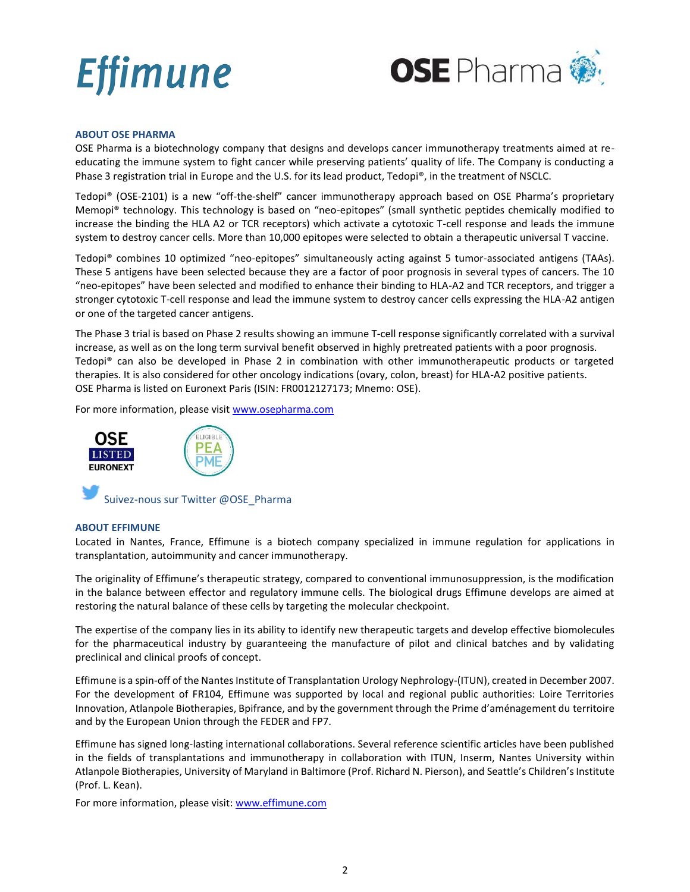## ABOUT OSE PHARMA

OSE Pharma is a biotechnology company that designs and develops cancer immunotherapy treatments aimed at re-educating the immune system to fight cancer while preserving patients' quality of life. The Company is conducting a Phase 3 registration trial in Europe and the U.S. for its lead product, Tedopi®, in the treatment of NSCLC.

Tedopi® (OSE-2101) is a new "off-the-shelf" cancer immunotherapy approach based on OSE Pharma's proprietary Memopi® technology. This technology is based on "neo-epitopes" (small synthetic peptides chemically modified to increase the binding the HLA A2 or TCR receptors) which activate a cytotoxic T-cell response and leads the immune system to destroy cancer cells. More than 10,000 epitopes were selected to obtain a therapeutic universal T vaccine.

Tedopi® combines 10 optimized "neo-epitopes" simultaneously acting against 5 tumor-associated antigens (TAAs). These 5 antigens have been selected because they are a factor of poor prognosis in several types of cancers. The 10 "neo-epitopes" have been selected and modified to enhance their binding to HLA-A2 and TCR receptors, and trigger a stronger cytotoxic T-cell response and lead the immune system to destroy cancer cells expressing the HLA-A2 antigen or one of the targeted cancer antigens.

The Phase 3 trial is based on Phase 2 results showing an immune T-cell response significantly correlated with a survival increase, as well as on the long term survival benefit observed in highly pretreated patients with a poor prognosis.
Tedopi® can also be developed in Phase 2 in combination with other immunotherapeutic products or targeted therapies. It is also considered for other oncology indications (ovary, colon, breast) for HLA-A2 positive patients.
OSE Pharma is listed on Euronext Paris (ISIN: FR0012127173; Mnemo: OSE).

For more information, please visit www.osepharma.com

Suivez-nous sur Twitter @OSE_Pharma

## ABOUT EFFIMUNE

Located in Nantes, France, Effimune is a biotech company specialized in immune regulation for applications in transplantation, autoimmunity and cancer immunotherapy.

The originality of Effimune's therapeutic strategy, compared to conventional immunosuppression, is the modification in the balance between effector and regulatory immune cells. The biological drugs Effimune develops are aimed at restoring the natural balance of these cells by targeting the molecular checkpoint.

The expertise of the company lies in its ability to identify new therapeutic targets and develop effective biomolecules for the pharmaceutical industry by guaranteeing the manufacture of pilot and clinical batches and by validating preclinical and clinical proofs of concept.

Effimune is a spin-off of the Nantes Institute of Transplantation Urology Nephrology-(ITUN), created in December 2007. For the development of FR104, Effimune was supported by local and regional public authorities: Loire Territories Innovation, Atlanpole Biotherapies, Bpifrance, and by the government through the Prime d'aménagement du territoire and by the European Union through the FEDER and FP7.

Effimune has signed long-lasting international collaborations. Several reference scientific articles have been published in the fields of transplantations and immunotherapy in collaboration with ITUN, Inserm, Nantes University within Atlanpole Biotherapies, University of Maryland in Baltimore (Prof. Richard N. Pierson), and Seattle's Children's Institute (Prof. L. Kean).

For more information, please visit: www.effimune.com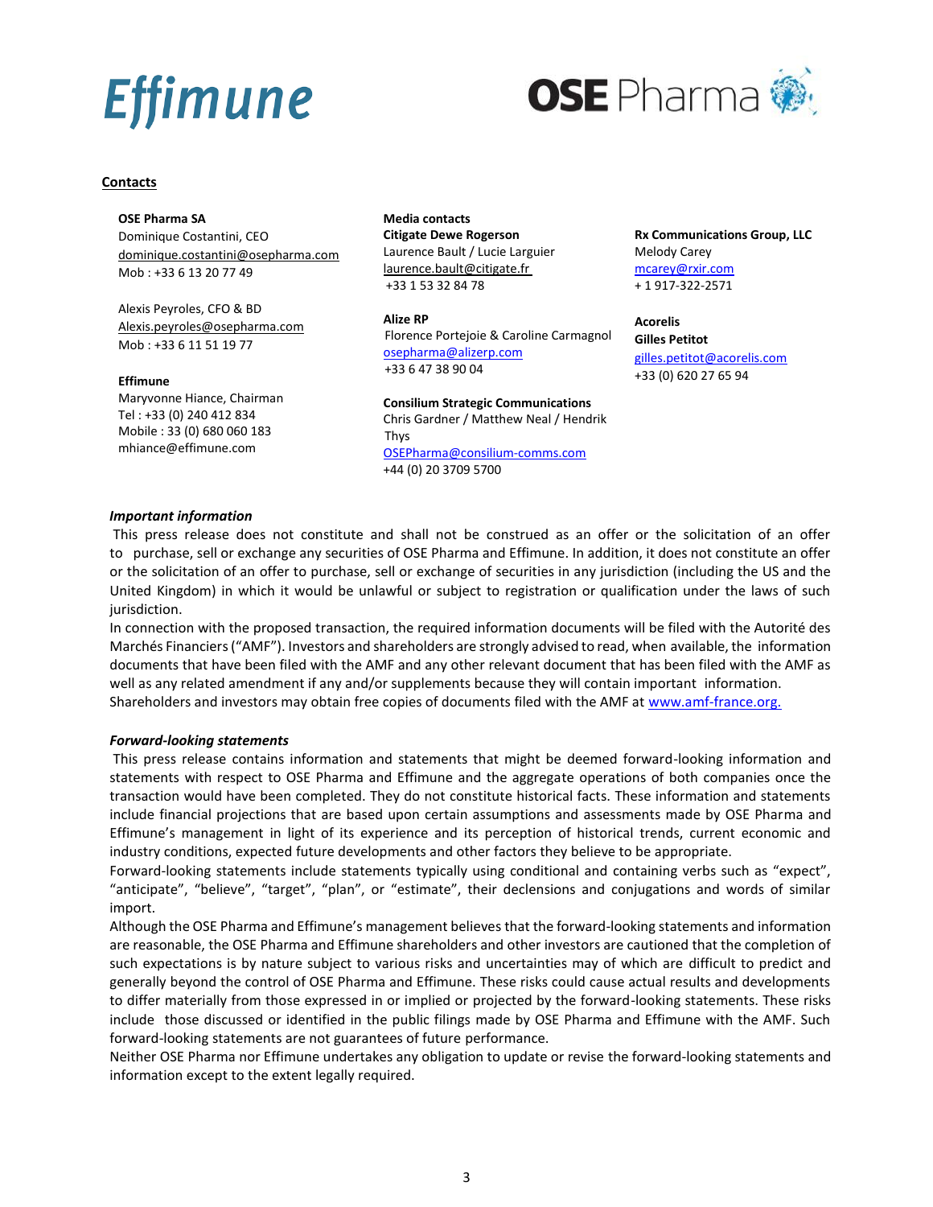Effimune

OSE Pharma

**Contacts**

**OSE Pharma SA**
Dominique Costantini, CEO
dominique.costantini@osepharma.com
Mob : +33 6 13 20 77 49

Alexis Peyroles, CFO & BD
Alexis.peyroles@osepharma.com
Mob : +33 6 11 51 19 77

**Effimune**
Maryvonne Hiance, Chairman
Tel : +33 (0) 240 412 834
Mobile : 33 (0) 680 060 183
mhiance@effimune.com

**Media contacts**
**Citigate Dewe Rogerson**
Laurence Bault / Lucie Larguier
laurence.bault@citigate.fr
+33 1 53 32 84 78

**Alize RP**
Florence Portejoie & Caroline Carmagnol
osepharma@alizerp.com
+33 6 47 38 90 04

**Consilium Strategic Communications**
Chris Gardner / Matthew Neal / Hendrik Thys
OSEPharma@consilium-comms.com
+44 (0) 20 3709 5700

**Rx Communications Group, LLC**
Melody Carey
mcarey@rxir.com
+ 1 917-322-2571

**Acorelis**
**Gilles Petitot**
gilles.petitot@acorelis.com
+33 (0) 620 27 65 94

***Important information***

This press release does not constitute and shall not be construed as an offer or the solicitation of an offer to purchase, sell or exchange any securities of OSE Pharma and Effimune. In addition, it does not constitute an offer or the solicitation of an offer to purchase, sell or exchange of securities in any jurisdiction (including the US and the United Kingdom) in which it would be unlawful or subject to registration or qualification under the laws of such jurisdiction.

In connection with the proposed transaction, the required information documents will be filed with the Autorité des Marchés Financiers (“AMF”). Investors and shareholders are strongly advised to read, when available, the information documents that have been filed with the AMF and any other relevant document that has been filed with the AMF as well as any related amendment if any and/or supplements because they will contain important information.

Shareholders and investors may obtain free copies of documents filed with the AMF at www.amf-france.org.

***Forward-looking statements***

This press release contains information and statements that might be deemed forward-looking information and statements with respect to OSE Pharma and Effimune and the aggregate operations of both companies once the transaction would have been completed. They do not constitute historical facts. These information and statements include financial projections that are based upon certain assumptions and assessments made by OSE Pharma and Effimune’s management in light of its experience and its perception of historical trends, current economic and industry conditions, expected future developments and other factors they believe to be appropriate.

Forward-looking statements include statements typically using conditional and containing verbs such as “expect”, “anticipate”, “believe”, “target”, “plan”, or “estimate”, their declensions and conjugations and words of similar import.

Although the OSE Pharma and Effimune’s management believes that the forward-looking statements and information are reasonable, the OSE Pharma and Effimune shareholders and other investors are cautioned that the completion of such expectations is by nature subject to various risks and uncertainties may of which are difficult to predict and generally beyond the control of OSE Pharma and Effimune. These risks could cause actual results and developments to differ materially from those expressed in or implied or projected by the forward-looking statements. These risks include those discussed or identified in the public filings made by OSE Pharma and Effimune with the AMF. Such forward-looking statements are not guarantees of future performance.

Neither OSE Pharma nor Effimune undertakes any obligation to update or revise the forward-looking statements and information except to the extent legally required.